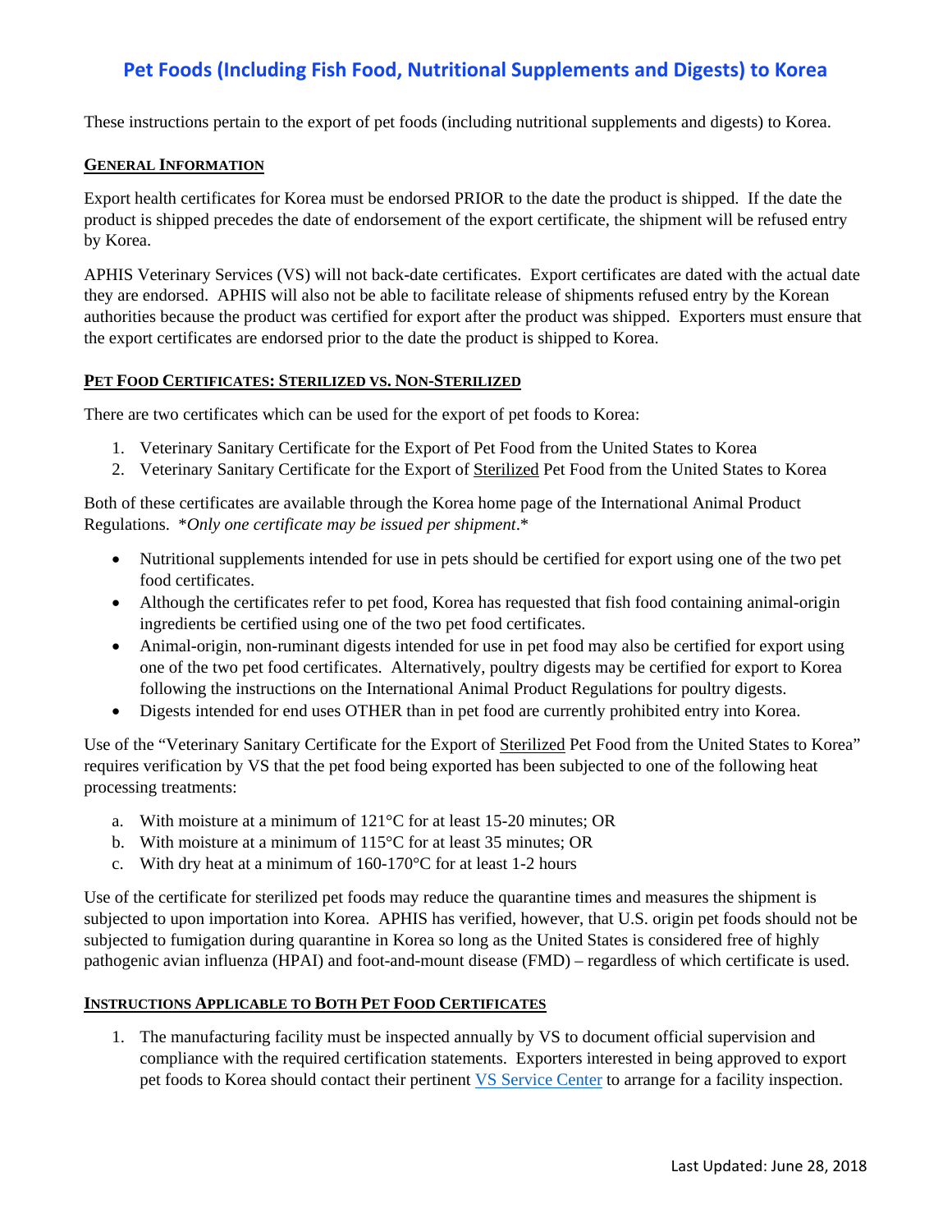# Pet Foods (Including Fish Food, Nutritional Supplements and Digests) to Korea

These instructions pertain to the export of pet foods (including nutritional supplements and digests) to Korea.

## General Information

Export health certificates for Korea must be endorsed PRIOR to the date the product is shipped. If the date the product is shipped precedes the date of endorsement of the export certificate, the shipment will be refused entry by Korea.

APHIS Veterinary Services (VS) will not back-date certificates. Export certificates are dated with the actual date they are endorsed. APHIS will also not be able to facilitate release of shipments refused entry by the Korean authorities because the product was certified for export after the product was shipped. Exporters must ensure that the export certificates are endorsed prior to the date the product is shipped to Korea.

## Pet Food Certificates: Sterilized vs. Non-Sterilized

There are two certificates which can be used for the export of pet foods to Korea:

1. Veterinary Sanitary Certificate for the Export of Pet Food from the United States to Korea
2. Veterinary Sanitary Certificate for the Export of Sterilized Pet Food from the United States to Korea

Both of these certificates are available through the Korea home page of the International Animal Product Regulations. **Only one certificate may be issued per shipment.**

- Nutritional supplements intended for use in pets should be certified for export using one of the two pet food certificates.
- Although the certificates refer to pet food, Korea has requested that fish food containing animal-origin ingredients be certified using one of the two pet food certificates.
- Animal-origin, non-ruminant digests intended for use in pet food may also be certified for export using one of the two pet food certificates. Alternatively, poultry digests may be certified for export to Korea following the instructions on the International Animal Product Regulations for poultry digests.
- Digests intended for end uses OTHER than in pet food are currently prohibited entry into Korea.

Use of the "Veterinary Sanitary Certificate for the Export of Sterilized Pet Food from the United States to Korea" requires verification by VS that the pet food being exported has been subjected to one of the following heat processing treatments:

a. With moisture at a minimum of 121°C for at least 15-20 minutes; OR
b. With moisture at a minimum of 115°C for at least 35 minutes; OR
c. With dry heat at a minimum of 160-170°C for at least 1-2 hours

Use of the certificate for sterilized pet foods may reduce the quarantine times and measures the shipment is subjected to upon importation into Korea. APHIS has verified, however, that U.S. origin pet foods should not be subjected to fumigation during quarantine in Korea so long as the United States is considered free of highly pathogenic avian influenza (HPAI) and foot-and-mount disease (FMD) – regardless of which certificate is used.

## Instructions Applicable to Both Pet Food Certificates

1. The manufacturing facility must be inspected annually by VS to document official supervision and compliance with the required certification statements. Exporters interested in being approved to export pet foods to Korea should contact their pertinent VS Service Center to arrange for a facility inspection.

Last Updated: June 28, 2018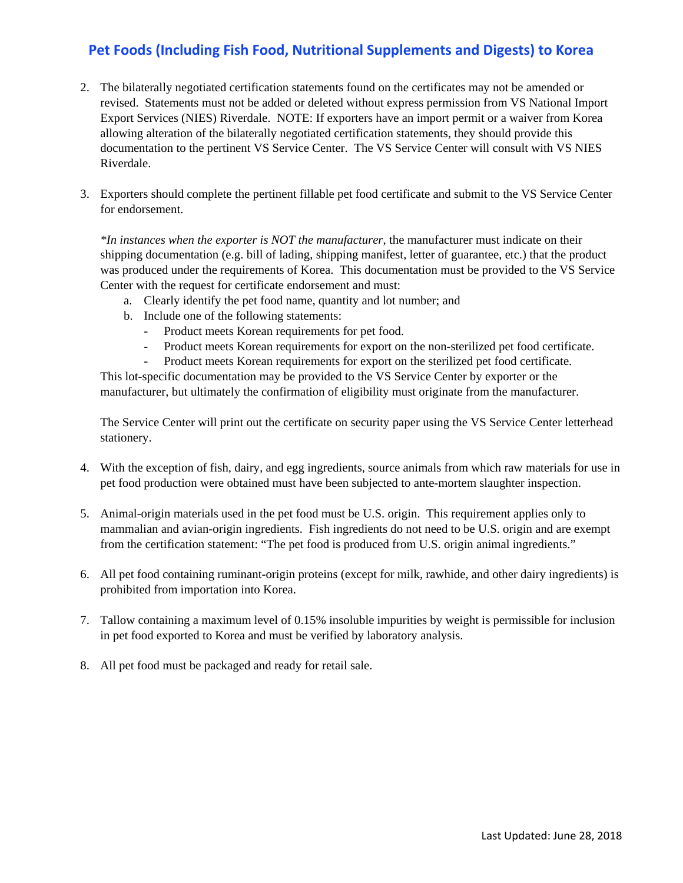# Pet Foods (Including Fish Food, Nutritional Supplements and Digests) to Korea

2. The bilaterally negotiated certification statements found on the certificates may not be amended or revised. Statements must not be added or deleted without express permission from VS National Import Export Services (NIES) Riverdale. NOTE: If exporters have an import permit or a waiver from Korea allowing alteration of the bilaterally negotiated certification statements, they should provide this documentation to the pertinent VS Service Center. The VS Service Center will consult with VS NIES Riverdale.

3. Exporters should complete the pertinent fillable pet food certificate and submit to the VS Service Center for endorsement.

   *\*In instances when the exporter is NOT the manufacturer*, the manufacturer must indicate on their shipping documentation (e.g. bill of lading, shipping manifest, letter of guarantee, etc.) that the product was produced under the requirements of Korea. This documentation must be provided to the VS Service Center with the request for certificate endorsement and must:

   a. Clearly identify the pet food name, quantity and lot number; and
   b. Include one of the following statements:
      - Product meets Korean requirements for pet food.
      - Product meets Korean requirements for export on the non-sterilized pet food certificate.
      - Product meets Korean requirements for export on the sterilized pet food certificate.

   This lot-specific documentation may be provided to the VS Service Center by exporter or the manufacturer, but ultimately the confirmation of eligibility must originate from the manufacturer.

   The Service Center will print out the certificate on security paper using the VS Service Center letterhead stationery.

4. With the exception of fish, dairy, and egg ingredients, source animals from which raw materials for use in pet food production were obtained must have been subjected to ante-mortem slaughter inspection.

5. Animal-origin materials used in the pet food must be U.S. origin. This requirement applies only to mammalian and avian-origin ingredients. Fish ingredients do not need to be U.S. origin and are exempt from the certification statement: "The pet food is produced from U.S. origin animal ingredients."

6. All pet food containing ruminant-origin proteins (except for milk, rawhide, and other dairy ingredients) is prohibited from importation into Korea.

7. Tallow containing a maximum level of 0.15% insoluble impurities by weight is permissible for inclusion in pet food exported to Korea and must be verified by laboratory analysis.

8. All pet food must be packaged and ready for retail sale.

Last Updated: June 28, 2018